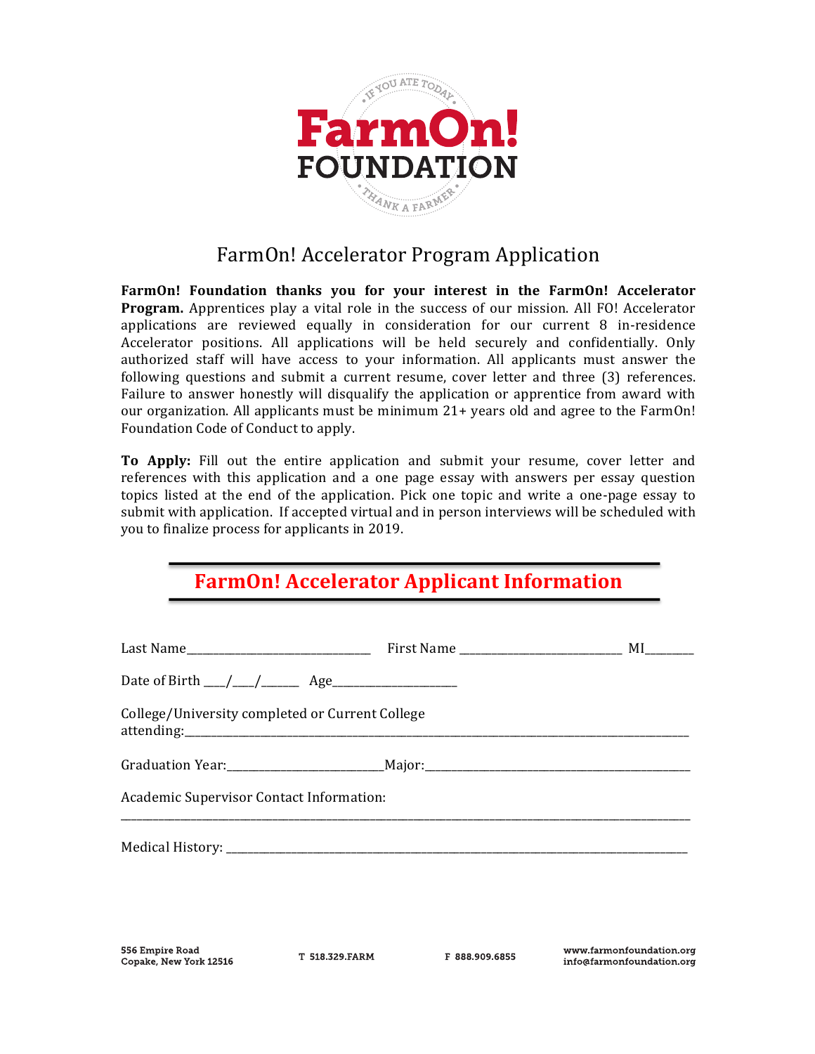# FarmOn! Accelerator Program Application

**FarmOn! Foundation thanks you for your interest in the FarmOn! Accelerator Program.** Apprentices play a vital role in the success of our mission. All FO! Accelerator applications are reviewed equally in consideration for our current 8 in-residence Accelerator positions. All applications will be held securely and confidentially. Only authorized staff will have access to your information. All applicants must answer the following questions and submit a current resume, cover letter and three (3) references. Failure to answer honestly will disqualify the application or apprentice from award with our organization. All applicants must be minimum 21+ years old and agree to the FarmOn! Foundation Code of Conduct to apply.

**To Apply:** Fill out the entire application and submit your resume, cover letter and references with this application and a one page essay with answers per essay question topics listed at the end of the application. Pick one topic and write a one-page essay to submit with application. If accepted virtual and in person interviews will be scheduled with you to finalize process for applicants in 2019.

## FarmOn! Accelerator Applicant Information

Last Name_______________________________ First Name ____________________________ MI________

Date of Birth ___/___/______ Age____________________

College/University completed or Current College attending:_____________________________________________________________

Graduation Year:________________________Major:____________________________________________

Academic Supervisor Contact Information:

_____________________________________________________________________________________________

Medical History: ______________________________________________________________________________

556 Empire Road
Copake, New York 12516

T 518.329.FARM

F 888.909.6855

www.farmonfoundation.org
info@farmonfoundation.org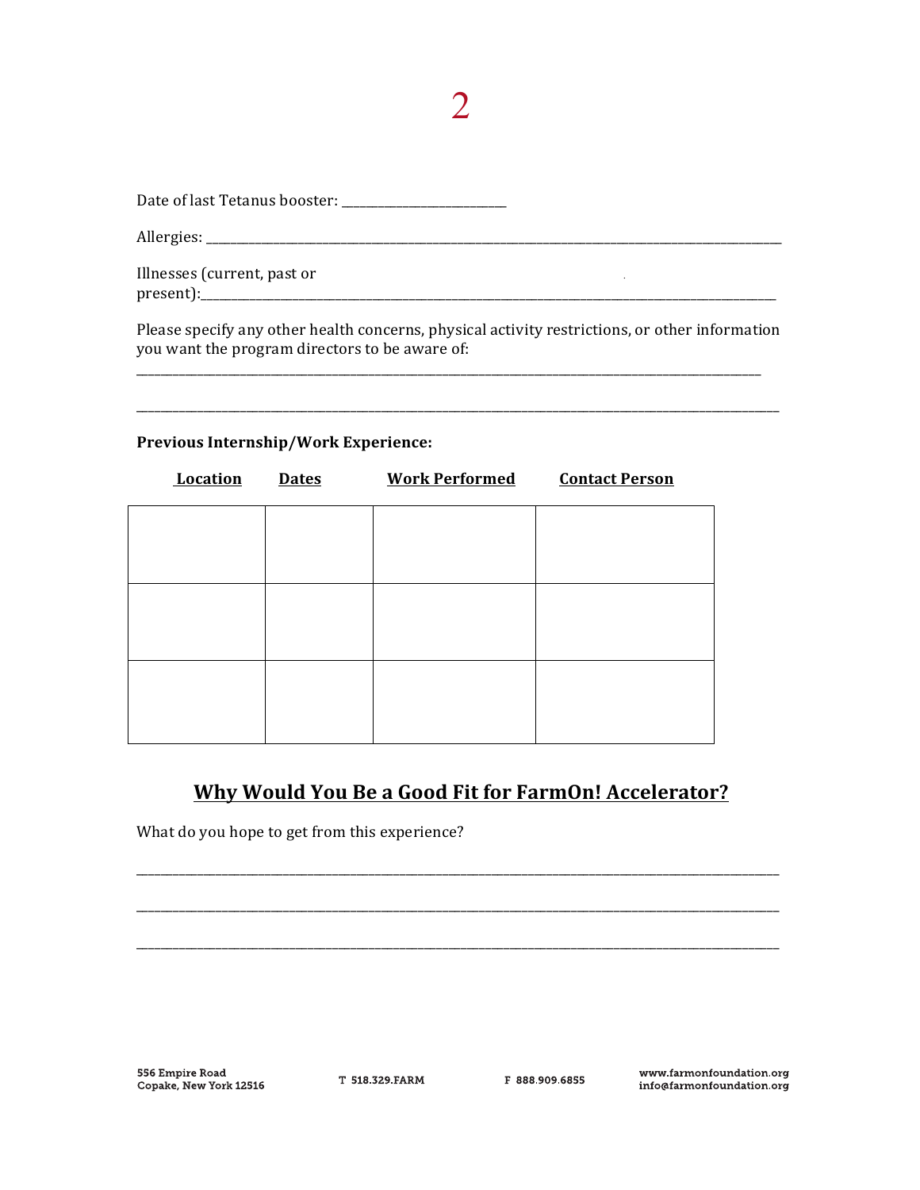Date of last Tetanus booster: ________________________

Allergies: ________________________________________________________________________________________

Illnesses (current, past or present):________________________________________________________________________________________

Please specify any other health concerns, physical activity restrictions, or other information you want the program directors to be aware of:

________________________________________________________________________________________

________________________________________________________________________________________

**Previous Internship/Work Experience:**

| Location | Dates | Work Performed | Contact Person |
|---|---|---|---|
| | | | |
| | | | |
| | | | |

## Why Would You Be a Good Fit for FarmOn! Accelerator?

What do you hope to get from this experience?

________________________________________________________________________________________

________________________________________________________________________________________

________________________________________________________________________________________

556 Empire Road
Copake, New York 12516

T 518.329.FARM

F 888.909.6855

www.farmonfoundation.org
info@farmonfoundation.org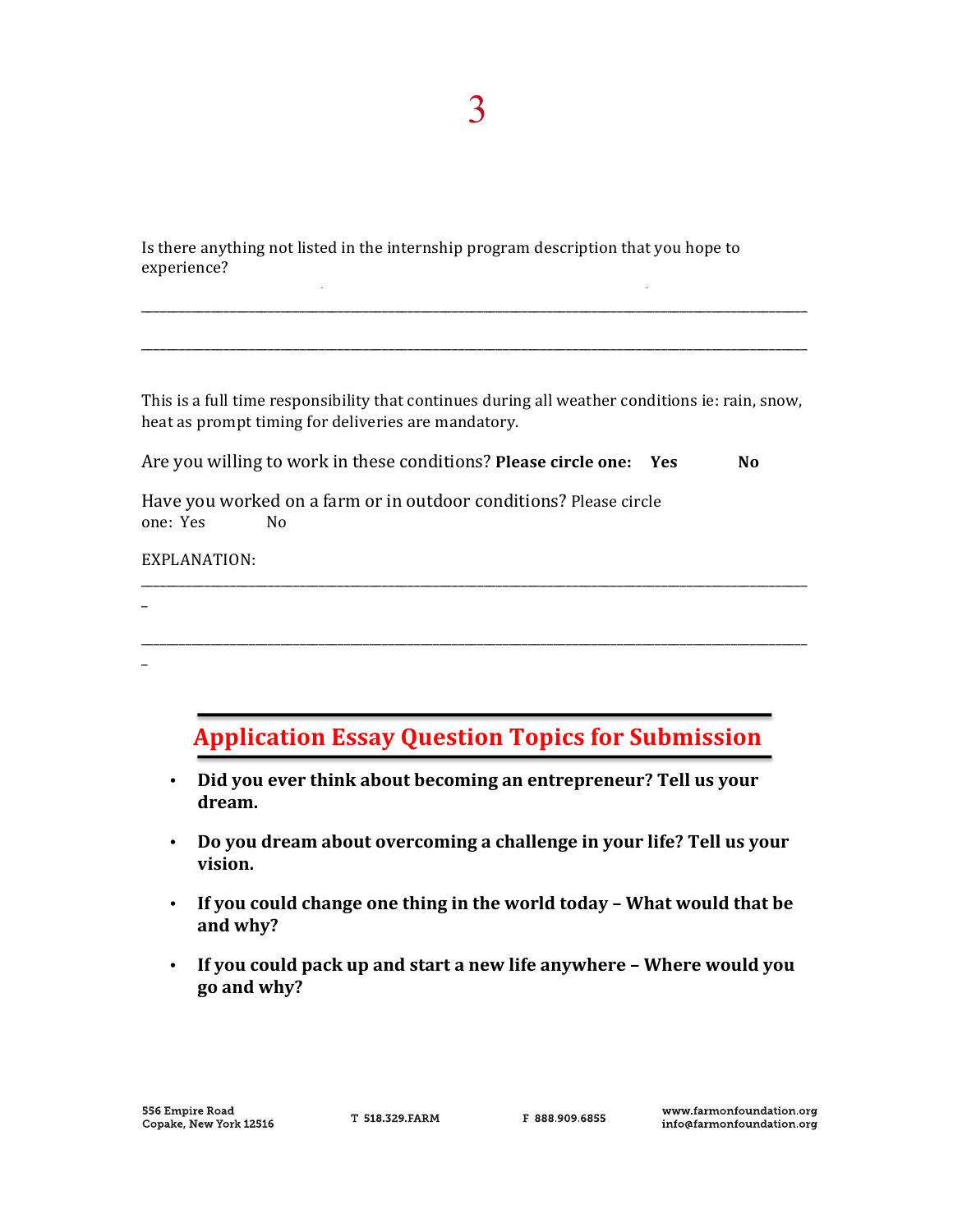Is there anything not listed in the internship program description that you hope to experience?

\_\_\_\_\_\_\_\_\_\_\_\_\_\_\_\_\_\_\_\_\_\_\_\_\_\_\_\_\_\_\_\_\_\_\_\_\_\_\_\_\_\_\_\_\_\_\_\_\_\_\_\_\_\_\_\_\_\_\_\_\_\_\_\_\_\_\_\_\_\_\_\_\_\_\_\_\_\_\_\_\_\_\_\_

\_\_\_\_\_\_\_\_\_\_\_\_\_\_\_\_\_\_\_\_\_\_\_\_\_\_\_\_\_\_\_\_\_\_\_\_\_\_\_\_\_\_\_\_\_\_\_\_\_\_\_\_\_\_\_\_\_\_\_\_\_\_\_\_\_\_\_\_\_\_\_\_\_\_\_\_\_\_\_\_\_\_\_\_

This is a full time responsibility that continues during all weather conditions ie: rain, snow, heat as prompt timing for deliveries are mandatory.

Are you willing to work in these conditions? **Please circle one: Yes No**

Have you worked on a farm or in outdoor conditions? Please circle one: Yes No

EXPLANATION:

\_\_\_\_\_\_\_\_\_\_\_\_\_\_\_\_\_\_\_\_\_\_\_\_\_\_\_\_\_\_\_\_\_\_\_\_\_\_\_\_\_\_\_\_\_\_\_\_\_\_\_\_\_\_\_\_\_\_\_\_\_\_\_\_\_\_\_\_\_\_\_\_\_\_\_\_\_\_\_\_\_\_\_\_

\_\_\_\_\_\_\_\_\_\_\_\_\_\_\_\_\_\_\_\_\_\_\_\_\_\_\_\_\_\_\_\_\_\_\_\_\_\_\_\_\_\_\_\_\_\_\_\_\_\_\_\_\_\_\_\_\_\_\_\_\_\_\_\_\_\_\_\_\_\_\_\_\_\_\_\_\_\_\_\_\_\_\_\_

## Application Essay Question Topics for Submission

- **Did you ever think about becoming an entrepreneur? Tell us your dream.**
- **Do you dream about overcoming a challenge in your life? Tell us your vision.**
- **If you could change one thing in the world today – What would that be and why?**
- **If you could pack up and start a new life anywhere – Where would you go and why?**

556 Empire Road
Copake, New York 12516

T 518.329.FARM

F 888.909.6855

www.farmonfoundation.org
info@farmonfoundation.org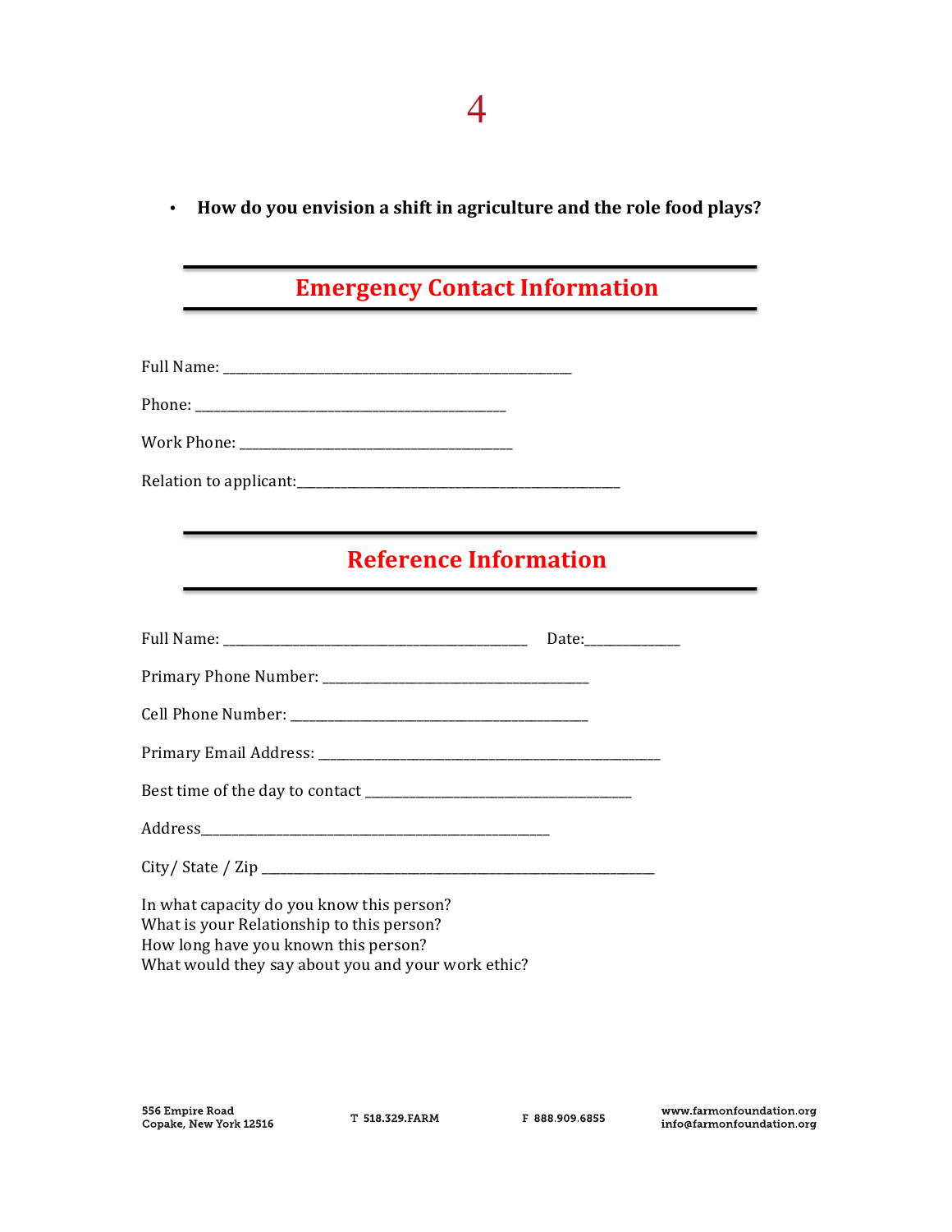- **How do you envision a shift in agriculture and the role food plays?**

## Emergency Contact Information

Full Name: ______________________________________________

Phone: __________________________________________

Work Phone: ______________________________________

Relation to applicant:____________________________________________

## Reference Information

Full Name: __________________________________________ Date:_____________

Primary Phone Number: ____________________________________

Cell Phone Number: _________________________________________

Primary Email Address: ____________________________________________

Best time of the day to contact ____________________________________

Address_______________________________________________

City/ State / Zip ______________________________________________________

In what capacity do you know this person?
What is your Relationship to this person?
How long have you known this person?
What would they say about you and your work ethic?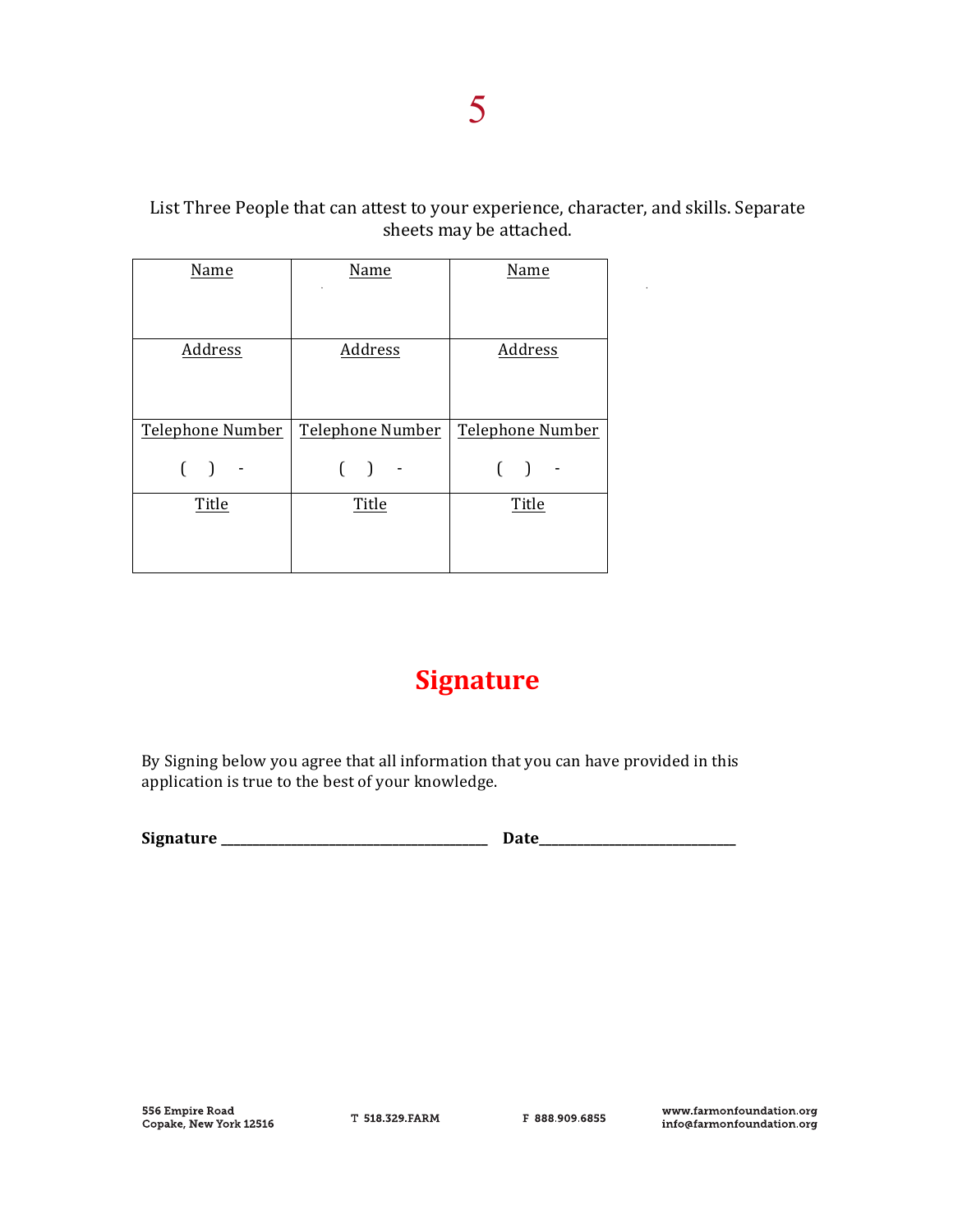List Three People that can attest to your experience, character, and skills. Separate sheets may be attached.

| | | |
|---|---|---|
| Name | Name | Name |
| Address | Address | Address |
| Telephone Number<br>(    )    - | Telephone Number<br>(    )    - | Telephone Number<br>(    )    - |
| Title | Title | Title |

# Signature

By Signing below you agree that all information that you can have provided in this application is true to the best of your knowledge.

**Signature** ________________________________ **Date**___________________________

556 Empire Road
Copake, New York 12516

T 518.329.FARM

F 888.909.6855

www.farmonfoundation.org
info@farmonfoundation.org